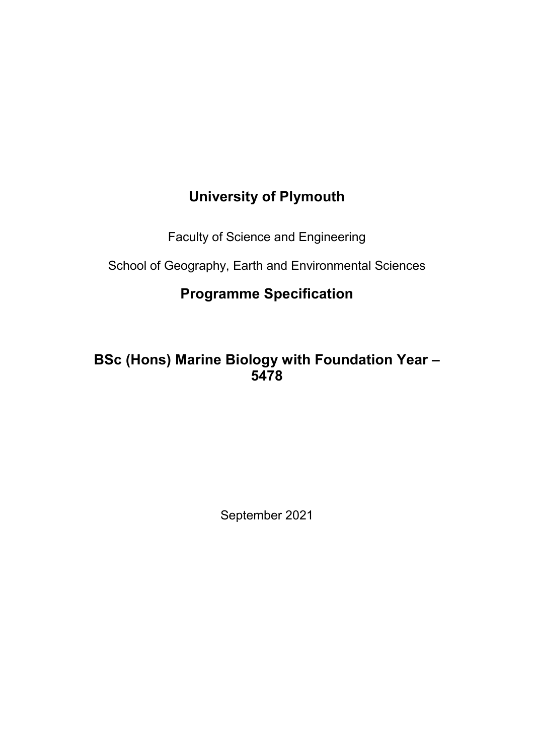# University of Plymouth

Faculty of Science and Engineering

School of Geography, Earth and Environmental Sciences

## Programme Specification

## BSc (Hons) Marine Biology with Foundation Year – 5478

September 2021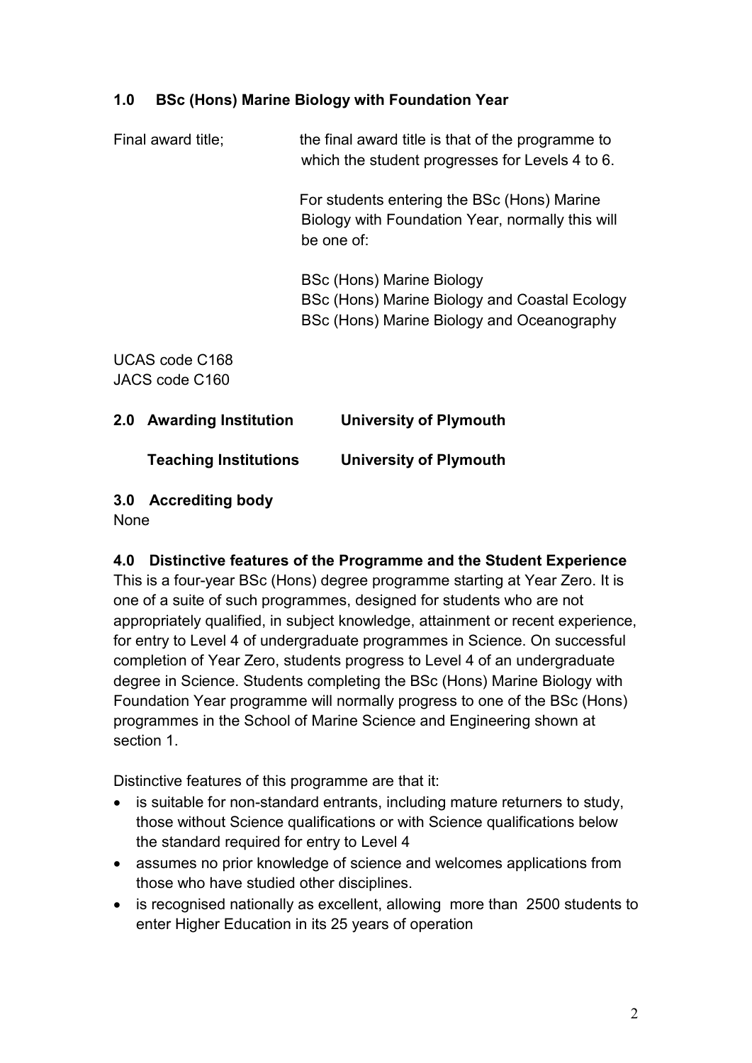## 1.0 BSc (Hons) Marine Biology with Foundation Year

Final award title; the final award title is that of the programme to which the student progresses for Levels 4 to 6.

For students entering the BSc (Hons) Marine Biology with Foundation Year, normally this will be one of:

BSc (Hons) Marine Biology
BSc (Hons) Marine Biology and Coastal Ecology
BSc (Hons) Marine Biology and Oceanography

UCAS code C168
JACS code C160

## 2.0 Awarding Institution University of Plymouth

**Teaching Institutions University of Plymouth**

## 3.0 Accrediting body

None

## 4.0 Distinctive features of the Programme and the Student Experience

This is a four-year BSc (Hons) degree programme starting at Year Zero. It is one of a suite of such programmes, designed for students who are not appropriately qualified, in subject knowledge, attainment or recent experience, for entry to Level 4 of undergraduate programmes in Science. On successful completion of Year Zero, students progress to Level 4 of an undergraduate degree in Science. Students completing the BSc (Hons) Marine Biology with Foundation Year programme will normally progress to one of the BSc (Hons) programmes in the School of Marine Science and Engineering shown at section 1.

Distinctive features of this programme are that it:

- is suitable for non-standard entrants, including mature returners to study, those without Science qualifications or with Science qualifications below the standard required for entry to Level 4
- assumes no prior knowledge of science and welcomes applications from those who have studied other disciplines.
- is recognised nationally as excellent, allowing more than 2500 students to enter Higher Education in its 25 years of operation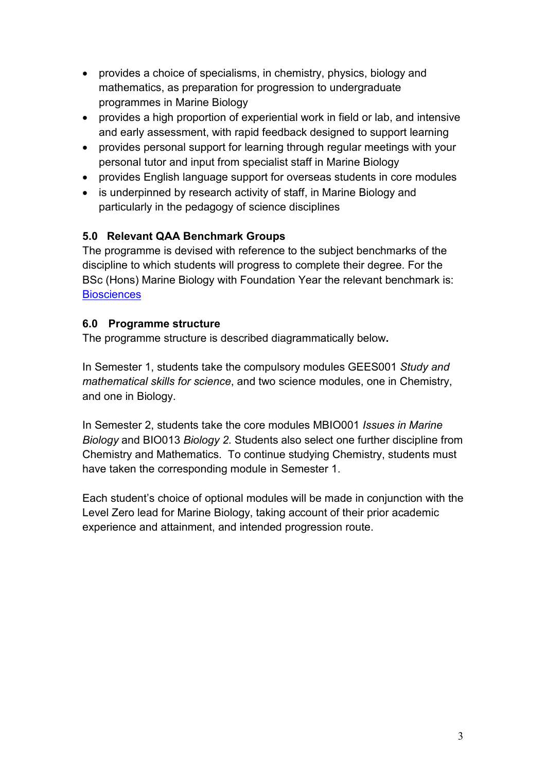- provides a choice of specialisms, in chemistry, physics, biology and mathematics, as preparation for progression to undergraduate programmes in Marine Biology
- provides a high proportion of experiential work in field or lab, and intensive and early assessment, with rapid feedback designed to support learning
- provides personal support for learning through regular meetings with your personal tutor and input from specialist staff in Marine Biology
- provides English language support for overseas students in core modules
- is underpinned by research activity of staff, in Marine Biology and particularly in the pedagogy of science disciplines

### 5.0 Relevant QAA Benchmark Groups

The programme is devised with reference to the subject benchmarks of the discipline to which students will progress to complete their degree. For the BSc (Hons) Marine Biology with Foundation Year the relevant benchmark is: Biosciences

### 6.0 Programme structure

The programme structure is described diagrammatically below.

In Semester 1, students take the compulsory modules GEES001 *Study and mathematical skills for science*, and two science modules, one in Chemistry, and one in Biology.

In Semester 2, students take the core modules MBIO001 *Issues in Marine Biology* and BIO013 *Biology 2.* Students also select one further discipline from Chemistry and Mathematics. To continue studying Chemistry, students must have taken the corresponding module in Semester 1.

Each student's choice of optional modules will be made in conjunction with the Level Zero lead for Marine Biology, taking account of their prior academic experience and attainment, and intended progression route.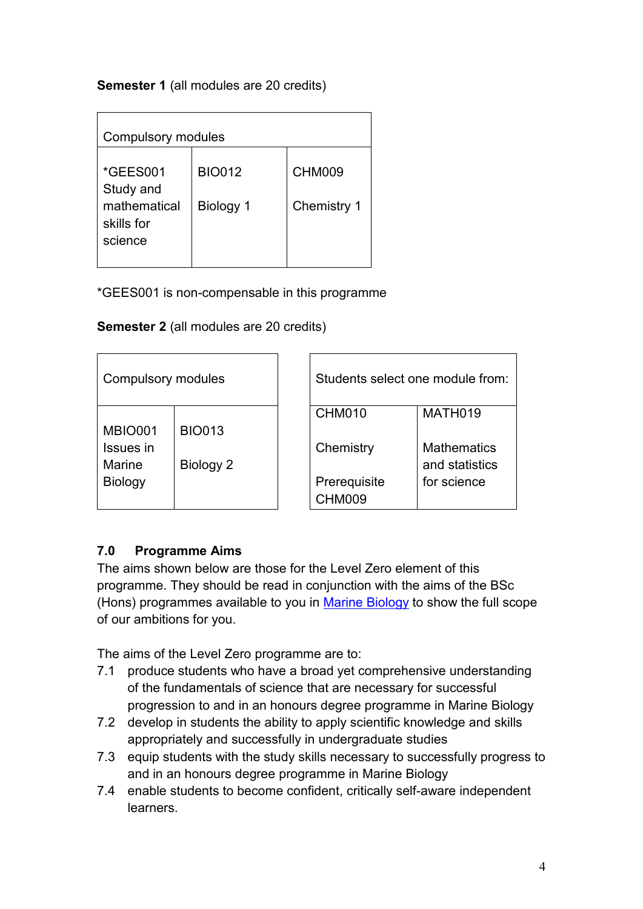**Semester 1** (all modules are 20 credits)

| Compulsory modules | | |
|---|---|---|
| *GEES001 Study and mathematical skills for science | BIO012 Biology 1 | CHM009 Chemistry 1 |

*GEES001 is non-compensable in this programme

**Semester 2** (all modules are 20 credits)

| Compulsory modules | |
|---|---|
| MBIO001 Issues in Marine Biology | BIO013 Biology 2 |

| Students select one module from: | |
|---|---|
| CHM010 Chemistry Prerequisite CHM009 | MATH019 Mathematics and statistics for science |

## 7.0 Programme Aims

The aims shown below are those for the Level Zero element of this programme. They should be read in conjunction with the aims of the BSc (Hons) programmes available to you in Marine Biology to show the full scope of our ambitions for you.

The aims of the Level Zero programme are to:

7.1 produce students who have a broad yet comprehensive understanding of the fundamentals of science that are necessary for successful progression to and in an honours degree programme in Marine Biology

7.2 develop in students the ability to apply scientific knowledge and skills appropriately and successfully in undergraduate studies

7.3 equip students with the study skills necessary to successfully progress to and in an honours degree programme in Marine Biology

7.4 enable students to become confident, critically self-aware independent learners.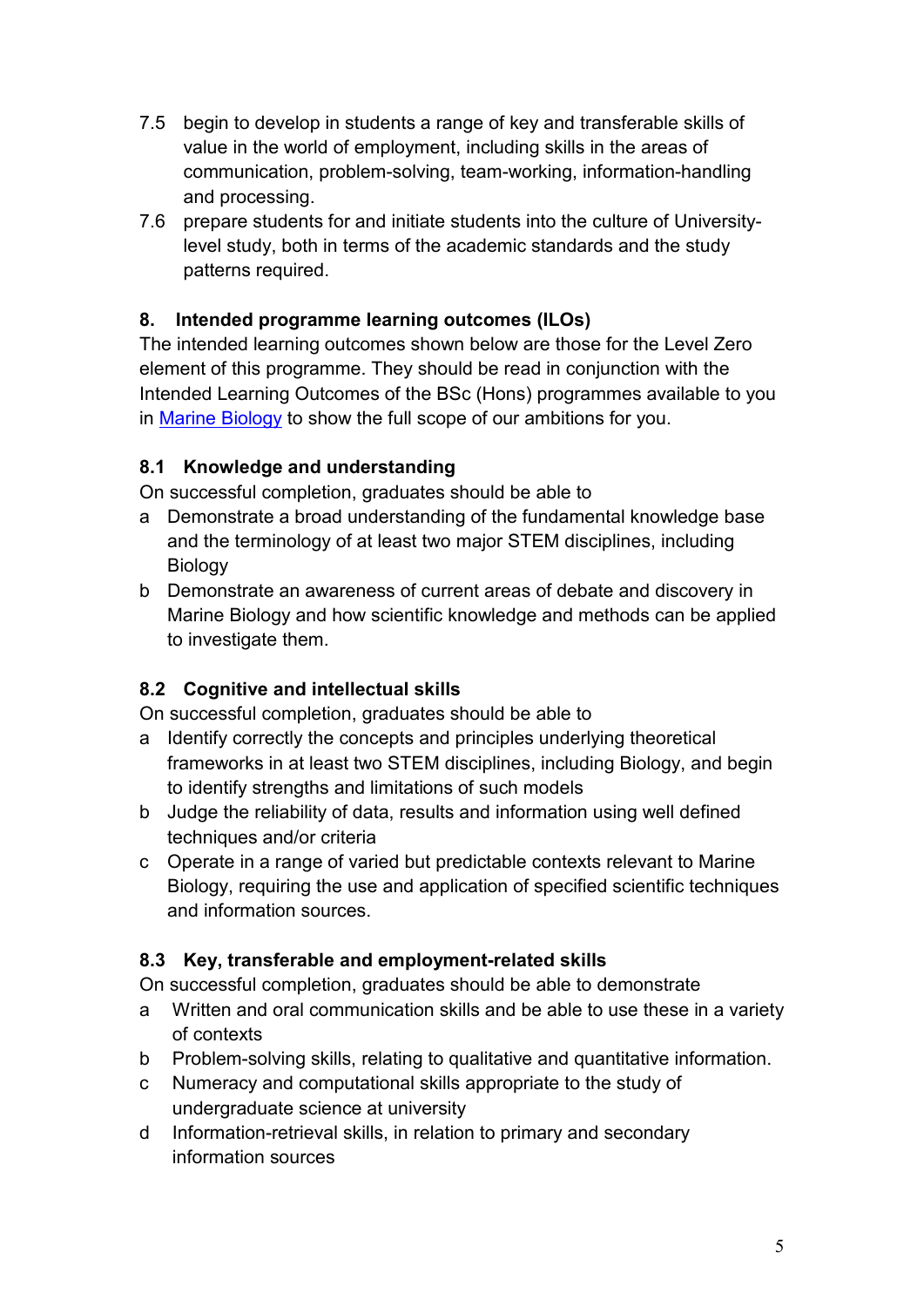7.5 begin to develop in students a range of key and transferable skills of value in the world of employment, including skills in the areas of communication, problem-solving, team-working, information-handling and processing.

7.6 prepare students for and initiate students into the culture of University-level study, both in terms of the academic standards and the study patterns required.

## 8. Intended programme learning outcomes (ILOs)

The intended learning outcomes shown below are those for the Level Zero element of this programme. They should be read in conjunction with the Intended Learning Outcomes of the BSc (Hons) programmes available to you in [Marine Biology](#) to show the full scope of our ambitions for you.

### 8.1 Knowledge and understanding

On successful completion, graduates should be able to

a Demonstrate a broad understanding of the fundamental knowledge base and the terminology of at least two major STEM disciplines, including Biology

b Demonstrate an awareness of current areas of debate and discovery in Marine Biology and how scientific knowledge and methods can be applied to investigate them.

### 8.2 Cognitive and intellectual skills

On successful completion, graduates should be able to

a Identify correctly the concepts and principles underlying theoretical frameworks in at least two STEM disciplines, including Biology, and begin to identify strengths and limitations of such models

b Judge the reliability of data, results and information using well defined techniques and/or criteria

c Operate in a range of varied but predictable contexts relevant to Marine Biology, requiring the use and application of specified scientific techniques and information sources.

### 8.3 Key, transferable and employment-related skills

On successful completion, graduates should be able to demonstrate

a Written and oral communication skills and be able to use these in a variety of contexts

b Problem-solving skills, relating to qualitative and quantitative information.

c Numeracy and computational skills appropriate to the study of undergraduate science at university

d Information-retrieval skills, in relation to primary and secondary information sources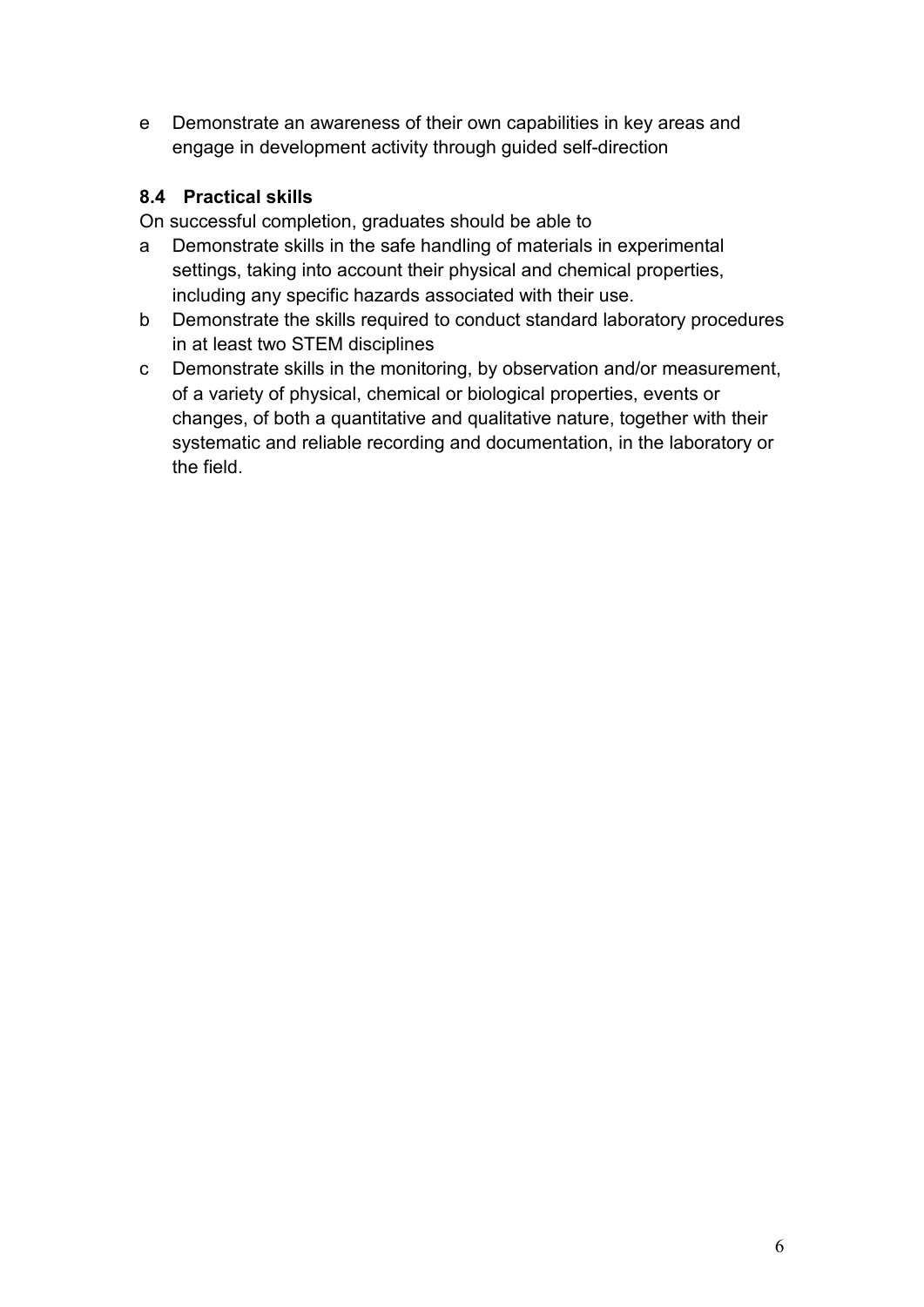e Demonstrate an awareness of their own capabilities in key areas and engage in development activity through guided self-direction

### 8.4 Practical skills

On successful completion, graduates should be able to

a Demonstrate skills in the safe handling of materials in experimental settings, taking into account their physical and chemical properties, including any specific hazards associated with their use.

b Demonstrate the skills required to conduct standard laboratory procedures in at least two STEM disciplines

c Demonstrate skills in the monitoring, by observation and/or measurement, of a variety of physical, chemical or biological properties, events or changes, of both a quantitative and qualitative nature, together with their systematic and reliable recording and documentation, in the laboratory or the field.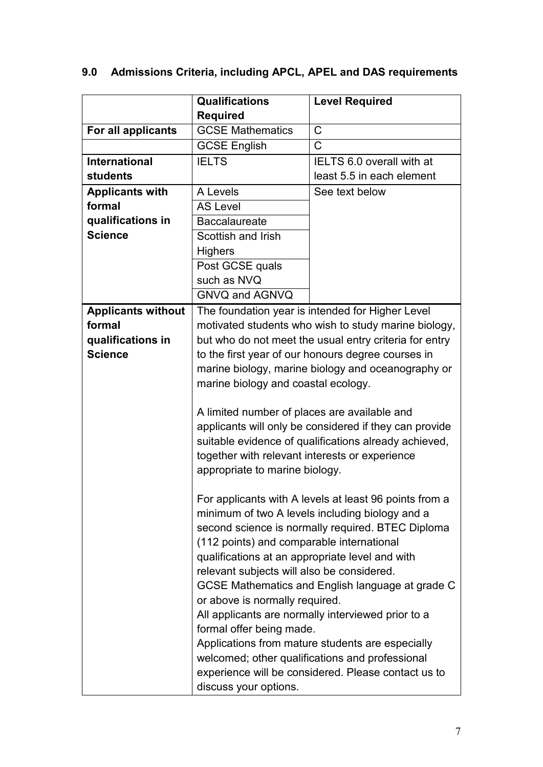## 9.0 Admissions Criteria, including APCL, APEL and DAS requirements

| | Qualifications Required | Level Required |
|---|---|---|
| **For all applicants** | GCSE Mathematics | C |
| | GCSE English | C |
| **International students** | IELTS | IELTS 6.0 overall with at least 5.5 in each element |
| **Applicants with formal qualifications in Science** | A Levels | See text below |
| | AS Level | |
| | Baccalaureate | |
| | Scottish and Irish Highers | |
| | Post GCSE quals such as NVQ | |
| | GNVQ and AGNVQ | |
| **Applicants without formal qualifications in Science** | The foundation year is intended for Higher Level motivated students who wish to study marine biology, but who do not meet the usual entry criteria for entry to the first year of our honours degree courses in marine biology, marine biology and oceanography or marine biology and coastal ecology.<br><br>A limited number of places are available and applicants will only be considered if they can provide suitable evidence of qualifications already achieved, together with relevant interests or experience appropriate to marine biology.<br><br>For applicants with A levels at least 96 points from a minimum of two A levels including biology and a second science is normally required. BTEC Diploma (112 points) and comparable international qualifications at an appropriate level and with relevant subjects will also be considered.<br>GCSE Mathematics and English language at grade C or above is normally required.<br>All applicants are normally interviewed prior to a formal offer being made.<br>Applications from mature students are especially welcomed; other qualifications and professional experience will be considered. Please contact us to discuss your options. | |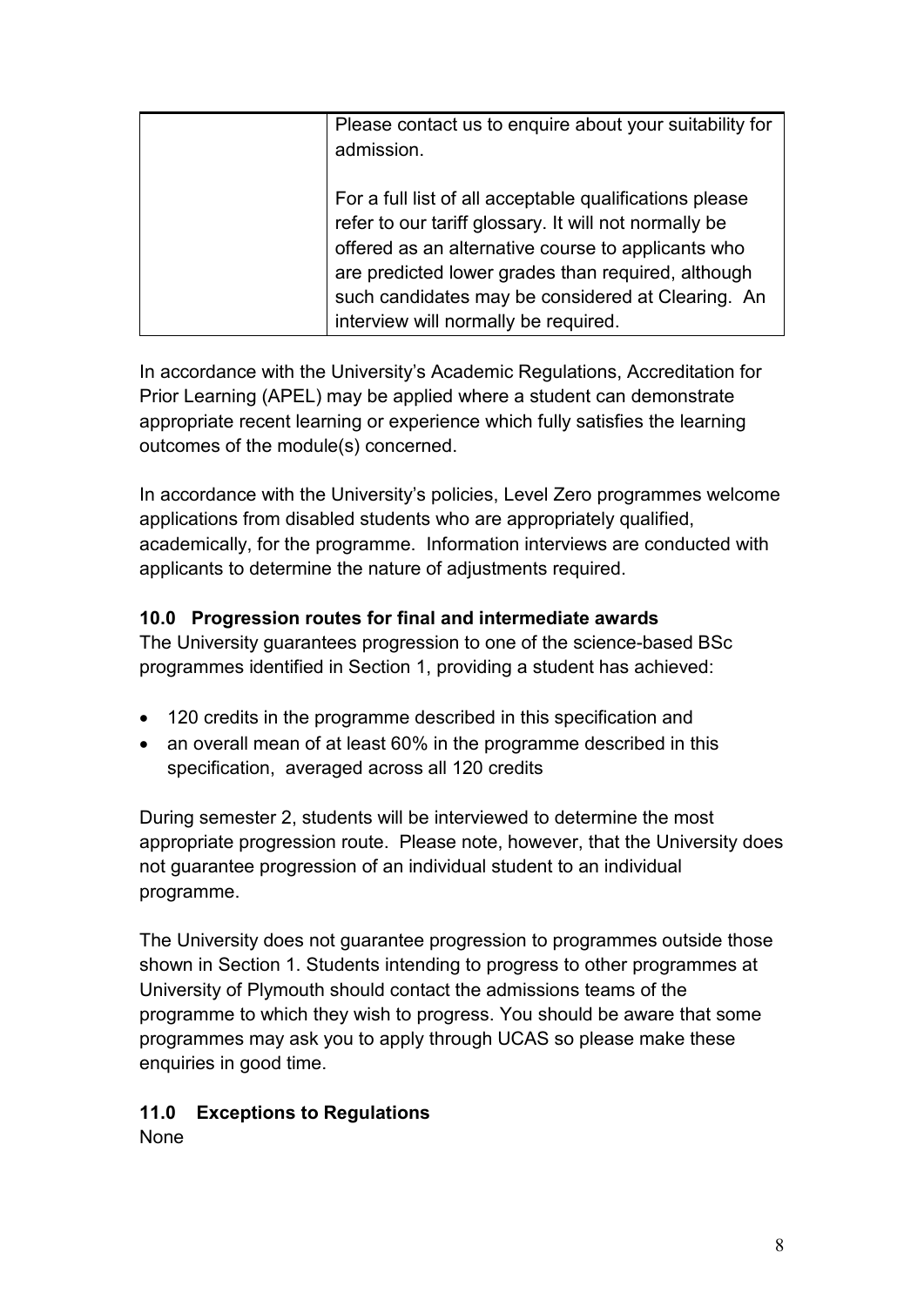| | |
|---|---|
| | Please contact us to enquire about your suitability for admission.<br><br>For a full list of all acceptable qualifications please refer to our tariff glossary. It will not normally be offered as an alternative course to applicants who are predicted lower grades than required, although such candidates may be considered at Clearing. An interview will normally be required. |

In accordance with the University's Academic Regulations, Accreditation for Prior Learning (APEL) may be applied where a student can demonstrate appropriate recent learning or experience which fully satisfies the learning outcomes of the module(s) concerned.

In accordance with the University's policies, Level Zero programmes welcome applications from disabled students who are appropriately qualified, academically, for the programme. Information interviews are conducted with applicants to determine the nature of adjustments required.

### 10.0 Progression routes for final and intermediate awards

The University guarantees progression to one of the science-based BSc programmes identified in Section 1, providing a student has achieved:

- 120 credits in the programme described in this specification and
- an overall mean of at least 60% in the programme described in this specification, averaged across all 120 credits

During semester 2, students will be interviewed to determine the most appropriate progression route. Please note, however, that the University does not guarantee progression of an individual student to an individual programme.

The University does not guarantee progression to programmes outside those shown in Section 1. Students intending to progress to other programmes at University of Plymouth should contact the admissions teams of the programme to which they wish to progress. You should be aware that some programmes may ask you to apply through UCAS so please make these enquiries in good time.

### 11.0 Exceptions to Regulations

None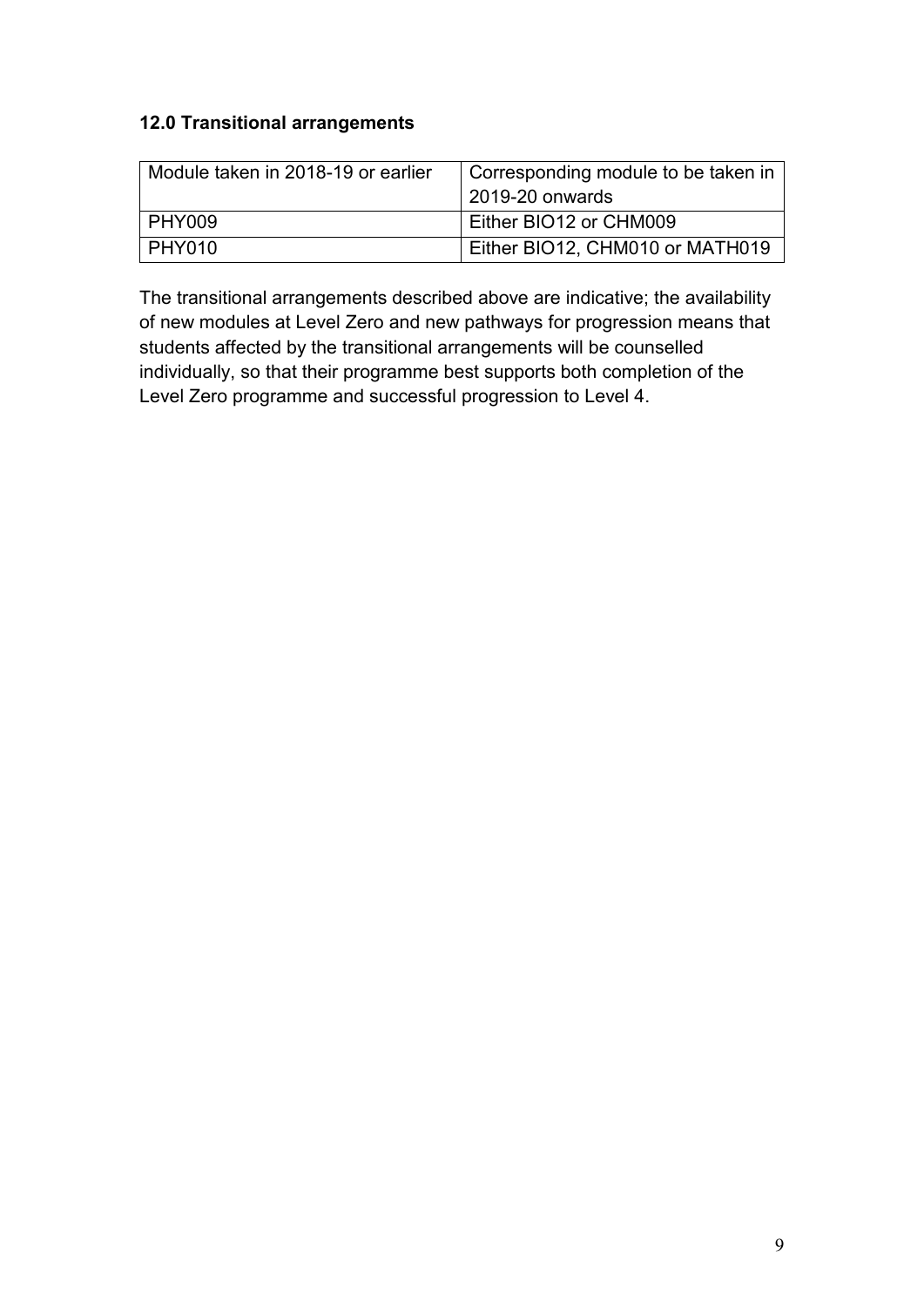### 12.0 Transitional arrangements

| Module taken in 2018-19 or earlier | Corresponding module to be taken in 2019-20 onwards |
|---|---|
| PHY009 | Either BIO12 or CHM009 |
| PHY010 | Either BIO12, CHM010 or MATH019 |

The transitional arrangements described above are indicative; the availability of new modules at Level Zero and new pathways for progression means that students affected by the transitional arrangements will be counselled individually, so that their programme best supports both completion of the Level Zero programme and successful progression to Level 4.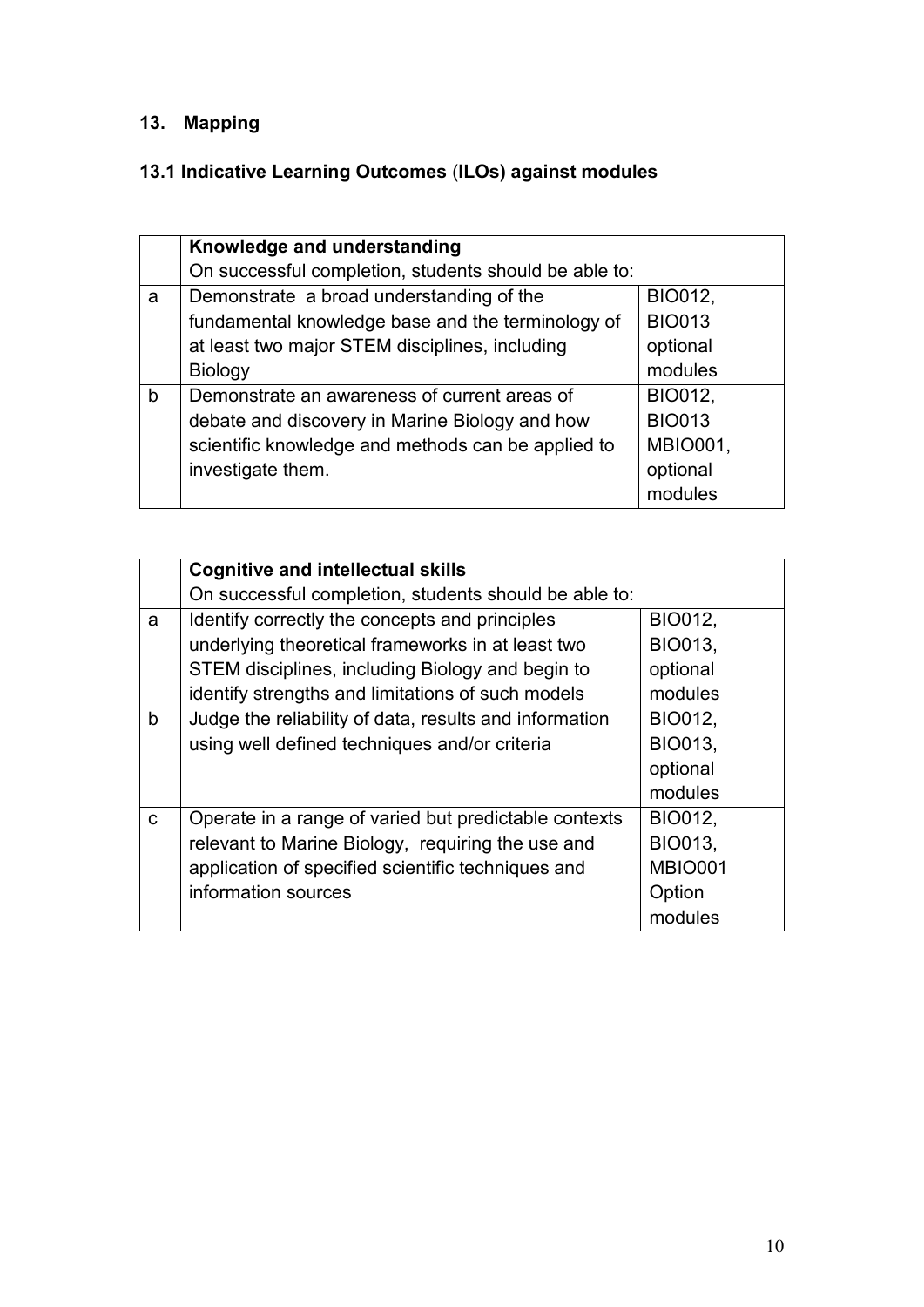## 13. Mapping

### 13.1 Indicative Learning Outcomes (ILOs) against modules

| | **Knowledge and understanding**<br>On successful completion, students should be able to: | |
|---|---|---|
| a | Demonstrate a broad understanding of the fundamental knowledge base and the terminology of at least two major STEM disciplines, including Biology | BIO012, BIO013 optional modules |
| b | Demonstrate an awareness of current areas of debate and discovery in Marine Biology and how scientific knowledge and methods can be applied to investigate them. | BIO012, BIO013 MBIO001, optional modules |

| | **Cognitive and intellectual skills**<br>On successful completion, students should be able to: | |
|---|---|---|
| a | Identify correctly the concepts and principles underlying theoretical frameworks in at least two STEM disciplines, including Biology and begin to identify strengths and limitations of such models | BIO012, BIO013, optional modules |
| b | Judge the reliability of data, results and information using well defined techniques and/or criteria | BIO012, BIO013, optional modules |
| c | Operate in a range of varied but predictable contexts relevant to Marine Biology, requiring the use and application of specified scientific techniques and information sources | BIO012, BIO013, MBIO001 Option modules |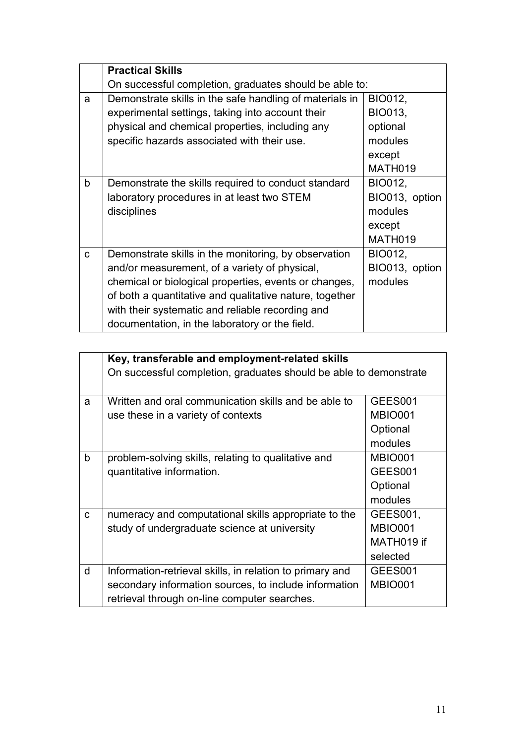| | **Practical Skills**<br>On successful completion, graduates should be able to: | |
|---|---|---|
| a | Demonstrate skills in the safe handling of materials in experimental settings, taking into account their physical and chemical properties, including any specific hazards associated with their use. | BIO012, BIO013, optional modules except MATH019 |
| b | Demonstrate the skills required to conduct standard laboratory procedures in at least two STEM disciplines | BIO012, BIO013, option modules except MATH019 |
| c | Demonstrate skills in the monitoring, by observation and/or measurement, of a variety of physical, chemical or biological properties, events or changes, of both a quantitative and qualitative nature, together with their systematic and reliable recording and documentation, in the laboratory or the field. | BIO012, BIO013, option modules |

| | **Key, transferable and employment-related skills**<br>On successful completion, graduates should be able to demonstrate | |
|---|---|---|
| a | Written and oral communication skills and be able to use these in a variety of contexts | GEES001 MBIO001 Optional modules |
| b | problem-solving skills, relating to qualitative and quantitative information. | MBIO001 GEES001 Optional modules |
| c | numeracy and computational skills appropriate to the study of undergraduate science at university | GEES001, MBIO001 MATH019 if selected |
| d | Information-retrieval skills, in relation to primary and secondary information sources, to include information retrieval through on-line computer searches. | GEES001 MBIO001 |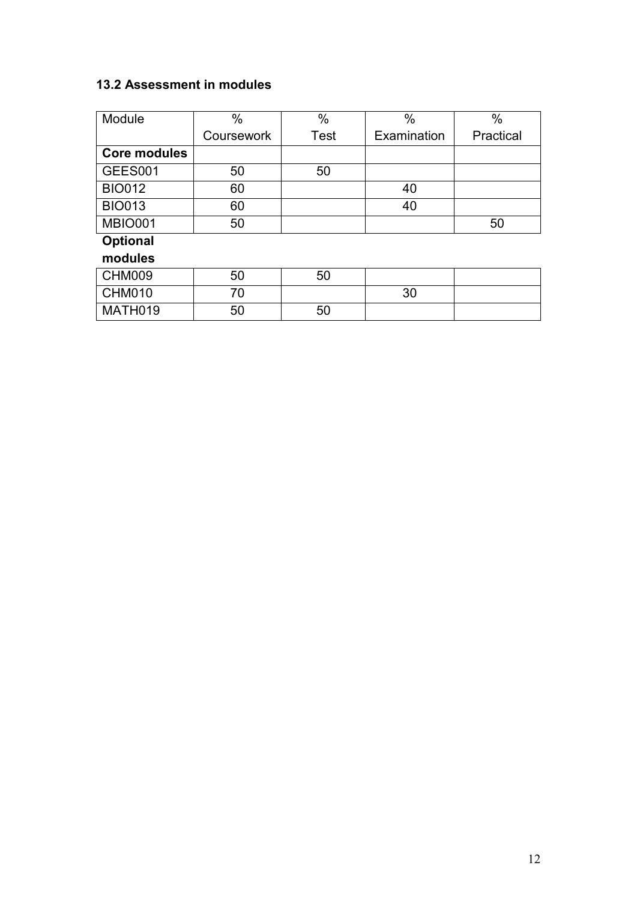### 13.2 Assessment in modules

| Module | % Coursework | % Test | % Examination | % Practical |
|---|---|---|---|---|
| **Core modules** | | | | |
| GEES001 | 50 | 50 | | |
| BIO012 | 60 | | 40 | |
| BIO013 | 60 | | 40 | |
| MBIO001 | 50 | | | 50 |
| **Optional modules** | | | | |
| CHM009 | 50 | 50 | | |
| CHM010 | 70 | | 30 | |
| MATH019 | 50 | 50 | | |